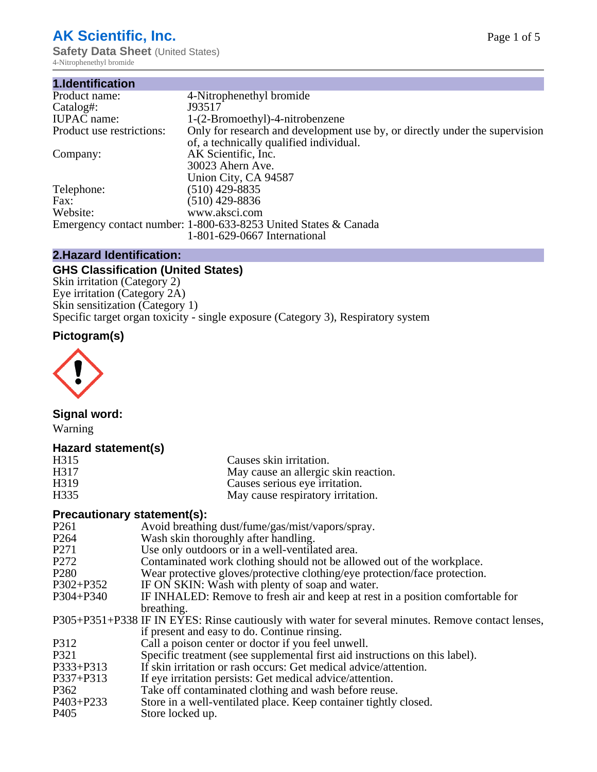# AK Scientific, Inc.

**Safety Data Sheet** (United States)

4-Nitrophenethyl bromide

## 1.Identification

| | |
|---|---|
| Product name: | 4-Nitrophenethyl bromide |
| Catalog#: | J93517 |
| IUPAC name: | 1-(2-Bromoethyl)-4-nitrobenzene |
| Product use restrictions: | Only for research and development use by, or directly under the supervision of, a technically qualified individual. |
| Company: | AK Scientific, Inc.<br>30023 Ahern Ave.<br>Union City, CA 94587 |
| Telephone: | (510) 429-8835 |
| Fax: | (510) 429-8836 |
| Website: | www.aksci.com |
| Emergency contact number: | 1-800-633-8253 United States & Canada<br>1-801-629-0667 International |

## 2.Hazard Identification:

### GHS Classification (United States)

Skin irritation (Category 2)
Eye irritation (Category 2A)
Skin sensitization (Category 1)
Specific target organ toxicity - single exposure (Category 3), Respiratory system

### Pictogram(s)

### Signal word:

Warning

### Hazard statement(s)

| | |
|---|---|
| H315 | Causes skin irritation. |
| H317 | May cause an allergic skin reaction. |
| H319 | Causes serious eye irritation. |
| H335 | May cause respiratory irritation. |

### Precautionary statement(s):

| | |
|---|---|
| P261 | Avoid breathing dust/fume/gas/mist/vapors/spray. |
| P264 | Wash skin thoroughly after handling. |
| P271 | Use only outdoors or in a well-ventilated area. |
| P272 | Contaminated work clothing should not be allowed out of the workplace. |
| P280 | Wear protective gloves/protective clothing/eye protection/face protection. |
| P302+P352 | IF ON SKIN: Wash with plenty of soap and water. |
| P304+P340 | IF INHALED: Remove to fresh air and keep at rest in a position comfortable for breathing. |
| P305+P351+P338 | IF IN EYES: Rinse cautiously with water for several minutes. Remove contact lenses, if present and easy to do. Continue rinsing. |
| P312 | Call a poison center or doctor if you feel unwell. |
| P321 | Specific treatment (see supplemental first aid instructions on this label). |
| P333+P313 | If skin irritation or rash occurs: Get medical advice/attention. |
| P337+P313 | If eye irritation persists: Get medical advice/attention. |
| P362 | Take off contaminated clothing and wash before reuse. |
| P403+P233 | Store in a well-ventilated place. Keep container tightly closed. |
| P405 | Store locked up. |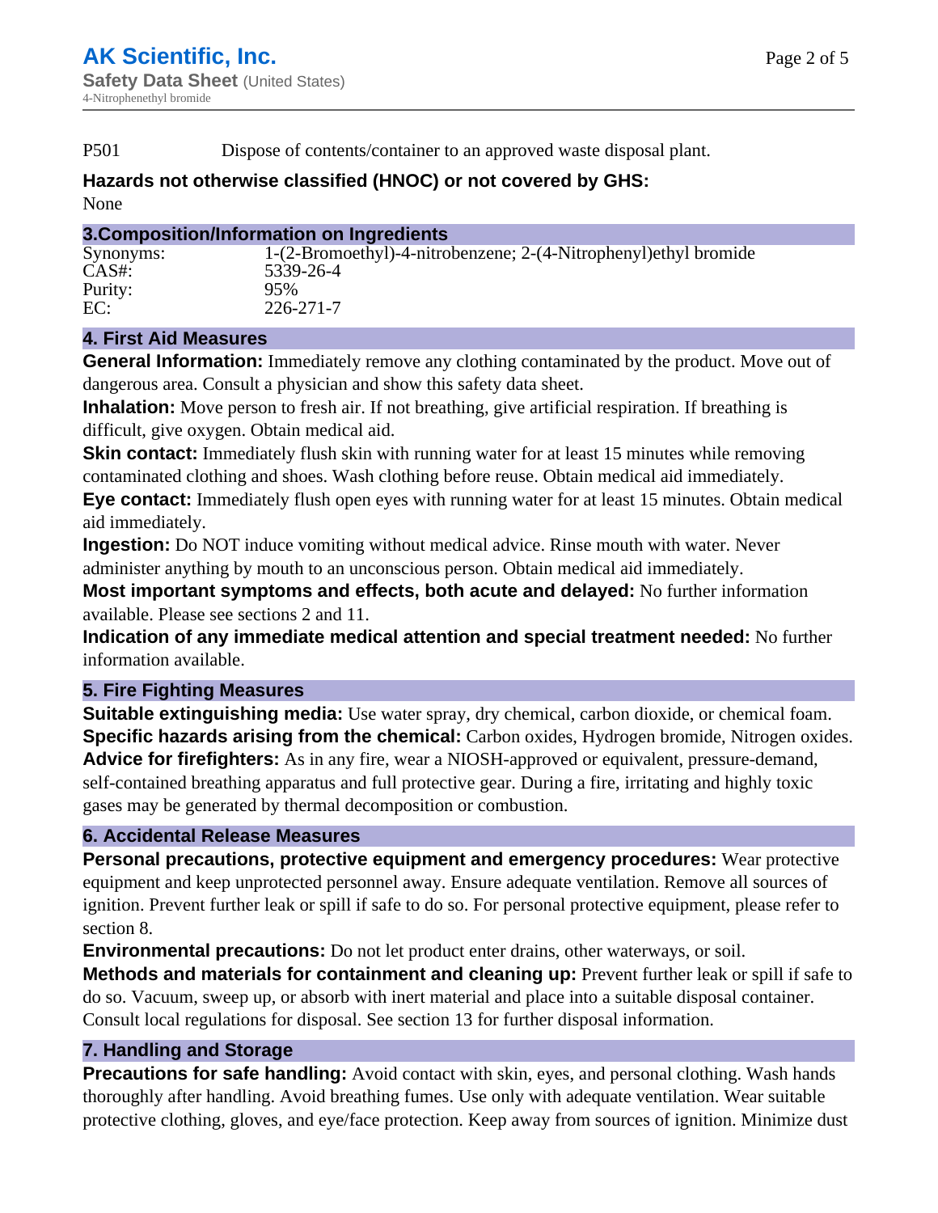P501 Dispose of contents/container to an approved waste disposal plant.

**Hazards not otherwise classified (HNOC) or not covered by GHS:**
None

## 3.Composition/Information on Ingredients

| | |
|---|---|
| Synonyms: | 1-(2-Bromoethyl)-4-nitrobenzene; 2-(4-Nitrophenyl)ethyl bromide |
| CAS#: | 5339-26-4 |
| Purity: | 95% |
| EC: | 226-271-7 |

## 4. First Aid Measures

**General Information:** Immediately remove any clothing contaminated by the product. Move out of dangerous area. Consult a physician and show this safety data sheet.

**Inhalation:** Move person to fresh air. If not breathing, give artificial respiration. If breathing is difficult, give oxygen. Obtain medical aid.

**Skin contact:** Immediately flush skin with running water for at least 15 minutes while removing contaminated clothing and shoes. Wash clothing before reuse. Obtain medical aid immediately.

**Eye contact:** Immediately flush open eyes with running water for at least 15 minutes. Obtain medical aid immediately.

**Ingestion:** Do NOT induce vomiting without medical advice. Rinse mouth with water. Never administer anything by mouth to an unconscious person. Obtain medical aid immediately.

**Most important symptoms and effects, both acute and delayed:** No further information available. Please see sections 2 and 11.

**Indication of any immediate medical attention and special treatment needed:** No further information available.

## 5. Fire Fighting Measures

**Suitable extinguishing media:** Use water spray, dry chemical, carbon dioxide, or chemical foam.

**Specific hazards arising from the chemical:** Carbon oxides, Hydrogen bromide, Nitrogen oxides.

**Advice for firefighters:** As in any fire, wear a NIOSH-approved or equivalent, pressure-demand, self-contained breathing apparatus and full protective gear. During a fire, irritating and highly toxic gases may be generated by thermal decomposition or combustion.

## 6. Accidental Release Measures

**Personal precautions, protective equipment and emergency procedures:** Wear protective equipment and keep unprotected personnel away. Ensure adequate ventilation. Remove all sources of ignition. Prevent further leak or spill if safe to do so. For personal protective equipment, please refer to section 8.

**Environmental precautions:** Do not let product enter drains, other waterways, or soil.

**Methods and materials for containment and cleaning up:** Prevent further leak or spill if safe to do so. Vacuum, sweep up, or absorb with inert material and place into a suitable disposal container. Consult local regulations for disposal. See section 13 for further disposal information.

## 7. Handling and Storage

**Precautions for safe handling:** Avoid contact with skin, eyes, and personal clothing. Wash hands thoroughly after handling. Avoid breathing fumes. Use only with adequate ventilation. Wear suitable protective clothing, gloves, and eye/face protection. Keep away from sources of ignition. Minimize dust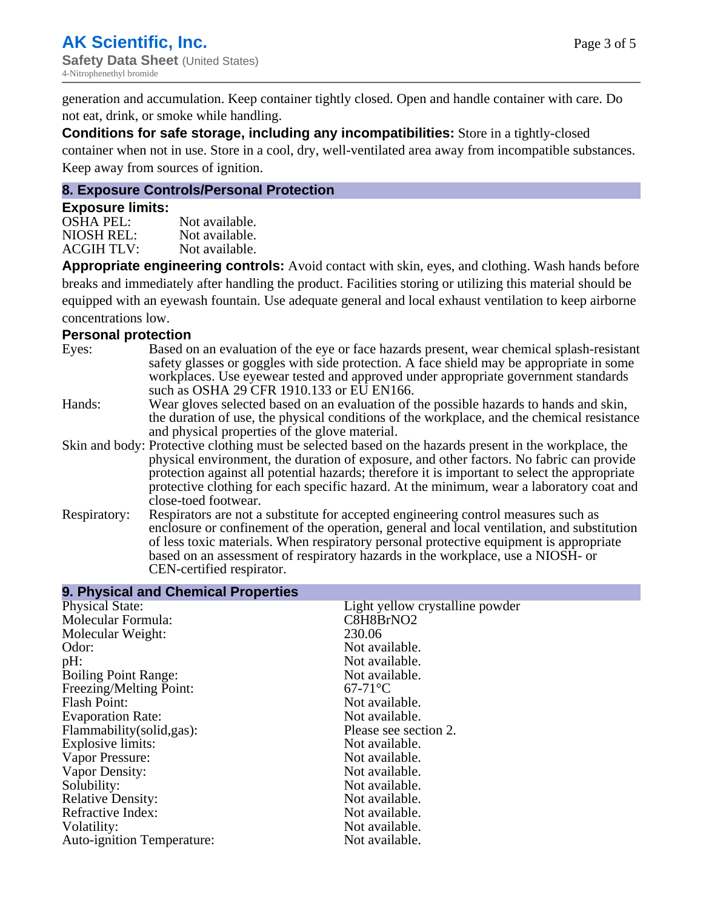generation and accumulation. Keep container tightly closed. Open and handle container with care. Do not eat, drink, or smoke while handling.

**Conditions for safe storage, including any incompatibilities:** Store in a tightly-closed container when not in use. Store in a cool, dry, well-ventilated area away from incompatible substances. Keep away from sources of ignition.

## 8. Exposure Controls/Personal Protection

### Exposure limits:

| | |
|---|---|
| OSHA PEL: | Not available. |
| NIOSH REL: | Not available. |
| ACGIH TLV: | Not available. |

**Appropriate engineering controls:** Avoid contact with skin, eyes, and clothing. Wash hands before breaks and immediately after handling the product. Facilities storing or utilizing this material should be equipped with an eyewash fountain. Use adequate general and local exhaust ventilation to keep airborne concentrations low.

### Personal protection

| | |
|---|---|
| Eyes: | Based on an evaluation of the eye or face hazards present, wear chemical splash-resistant safety glasses or goggles with side protection. A face shield may be appropriate in some workplaces. Use eyewear tested and approved under appropriate government standards such as OSHA 29 CFR 1910.133 or EU EN166. |
| Hands: | Wear gloves selected based on an evaluation of the possible hazards to hands and skin, the duration of use, the physical conditions of the workplace, and the chemical resistance and physical properties of the glove material. |
| Skin and body: | Protective clothing must be selected based on the hazards present in the workplace, the physical environment, the duration of exposure, and other factors. No fabric can provide protection against all potential hazards; therefore it is important to select the appropriate protective clothing for each specific hazard. At the minimum, wear a laboratory coat and close-toed footwear. |
| Respiratory: | Respirators are not a substitute for accepted engineering control measures such as enclosure or confinement of the operation, general and local ventilation, and substitution of less toxic materials. When respiratory personal protective equipment is appropriate based on an assessment of respiratory hazards in the workplace, use a NIOSH- or CEN-certified respirator. |

## 9. Physical and Chemical Properties

| | |
|---|---|
| Physical State: | Light yellow crystalline powder |
| Molecular Formula: | C8H8BrNO2 |
| Molecular Weight: | 230.06 |
| Odor: | Not available. |
| pH: | Not available. |
| Boiling Point Range: | Not available. |
| Freezing/Melting Point: | 67-71°C |
| Flash Point: | Not available. |
| Evaporation Rate: | Not available. |
| Flammability(solid,gas): | Please see section 2. |
| Explosive limits: | Not available. |
| Vapor Pressure: | Not available. |
| Vapor Density: | Not available. |
| Solubility: | Not available. |
| Relative Density: | Not available. |
| Refractive Index: | Not available. |
| Volatility: | Not available. |
| Auto-ignition Temperature: | Not available. |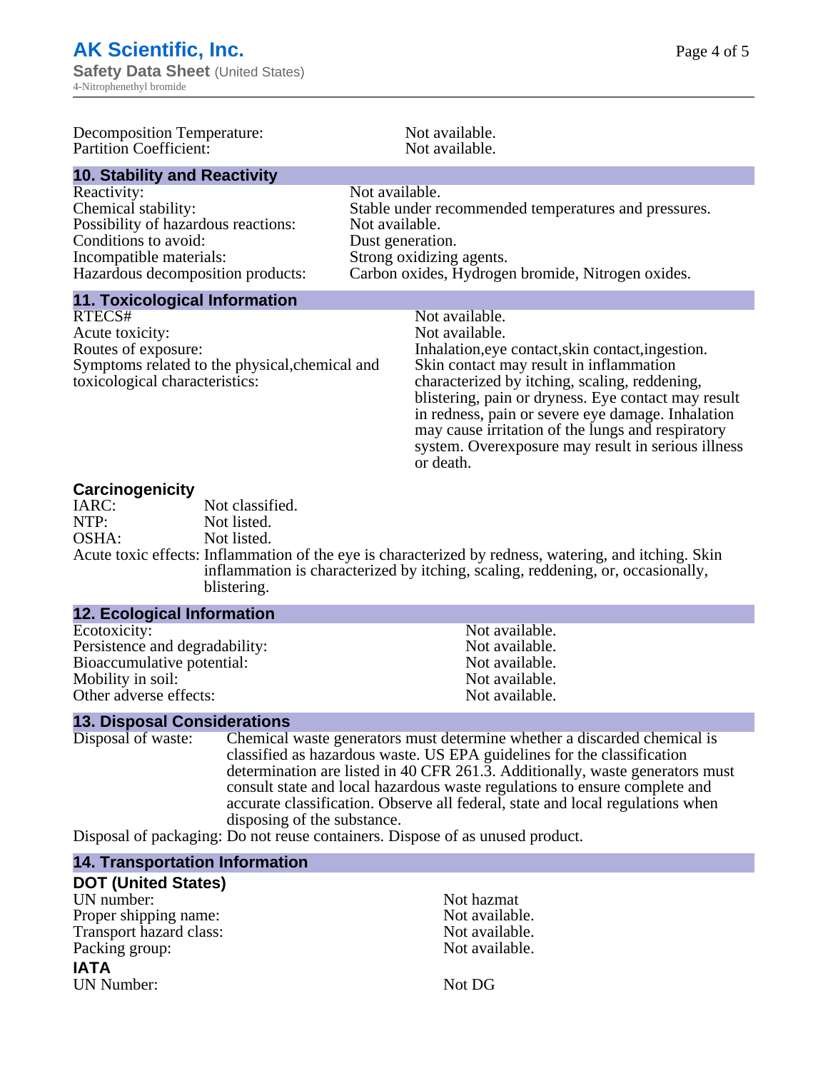| | |
|---|---|
| Decomposition Temperature: | Not available. |
| Partition Coefficient: | Not available. |

## 10. Stability and Reactivity

| | |
|---|---|
| Reactivity: | Not available. |
| Chemical stability: | Stable under recommended temperatures and pressures. |
| Possibility of hazardous reactions: | Not available. |
| Conditions to avoid: | Dust generation. |
| Incompatible materials: | Strong oxidizing agents. |
| Hazardous decomposition products: | Carbon oxides, Hydrogen bromide, Nitrogen oxides. |

## 11. Toxicological Information

| | |
|---|---|
| RTECS# | Not available. |
| Acute toxicity: | Not available. |
| Routes of exposure: | Inhalation,eye contact,skin contact,ingestion. |
| Symptoms related to the physical,chemical and toxicological characteristics: | Skin contact may result in inflammation characterized by itching, scaling, reddening, blistering, pain or dryness. Eye contact may result in redness, pain or severe eye damage. Inhalation may cause irritation of the lungs and respiratory system. Overexposure may result in serious illness or death. |

### Carcinogenicity

| | |
|---|---|
| IARC: | Not classified. |
| NTP: | Not listed. |
| OSHA: | Not listed. |
| Acute toxic effects: | Inflammation of the eye is characterized by redness, watering, and itching. Skin inflammation is characterized by itching, scaling, reddening, or, occasionally, blistering. |

## 12. Ecological Information

| | |
|---|---|
| Ecotoxicity: | Not available. |
| Persistence and degradability: | Not available. |
| Bioaccumulative potential: | Not available. |
| Mobility in soil: | Not available. |
| Other adverse effects: | Not available. |

## 13. Disposal Considerations

| | |
|---|---|
| Disposal of waste: | Chemical waste generators must determine whether a discarded chemical is classified as hazardous waste. US EPA guidelines for the classification determination are listed in 40 CFR 261.3. Additionally, waste generators must consult state and local hazardous waste regulations to ensure complete and accurate classification. Observe all federal, state and local regulations when disposing of the substance. |
| Disposal of packaging: | Do not reuse containers. Dispose of as unused product. |

## 14. Transportation Information

### DOT (United States)

| | |
|---|---|
| UN number: | Not hazmat |
| Proper shipping name: | Not available. |
| Transport hazard class: | Not available. |
| Packing group: | Not available. |

### IATA

| | |
|---|---|
| UN Number: | Not DG |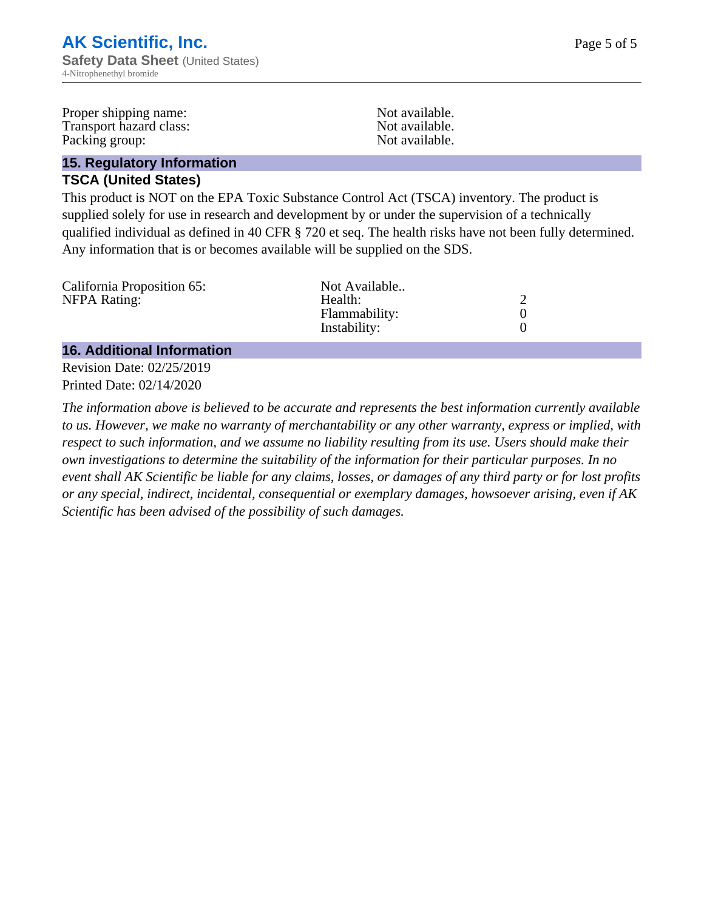| | |
|---|---|
| Proper shipping name: | Not available. |
| Transport hazard class: | Not available. |
| Packing group: | Not available. |

## 15. Regulatory Information

### TSCA (United States)

This product is NOT on the EPA Toxic Substance Control Act (TSCA) inventory. The product is supplied solely for use in research and development by or under the supervision of a technically qualified individual as defined in 40 CFR § 720 et seq. The health risks have not been fully determined. Any information that is or becomes available will be supplied on the SDS.

| | | |
|---|---|---|
| California Proposition 65: | Not Available.. | |
| NFPA Rating: | Health: | 2 |
| | Flammability: | 0 |
| | Instability: | 0 |

## 16. Additional Information

Revision Date: 02/25/2019

Printed Date: 02/14/2020

*The information above is believed to be accurate and represents the best information currently available to us. However, we make no warranty of merchantability or any other warranty, express or implied, with respect to such information, and we assume no liability resulting from its use. Users should make their own investigations to determine the suitability of the information for their particular purposes. In no event shall AK Scientific be liable for any claims, losses, or damages of any third party or for lost profits or any special, indirect, incidental, consequential or exemplary damages, howsoever arising, even if AK Scientific has been advised of the possibility of such damages.*